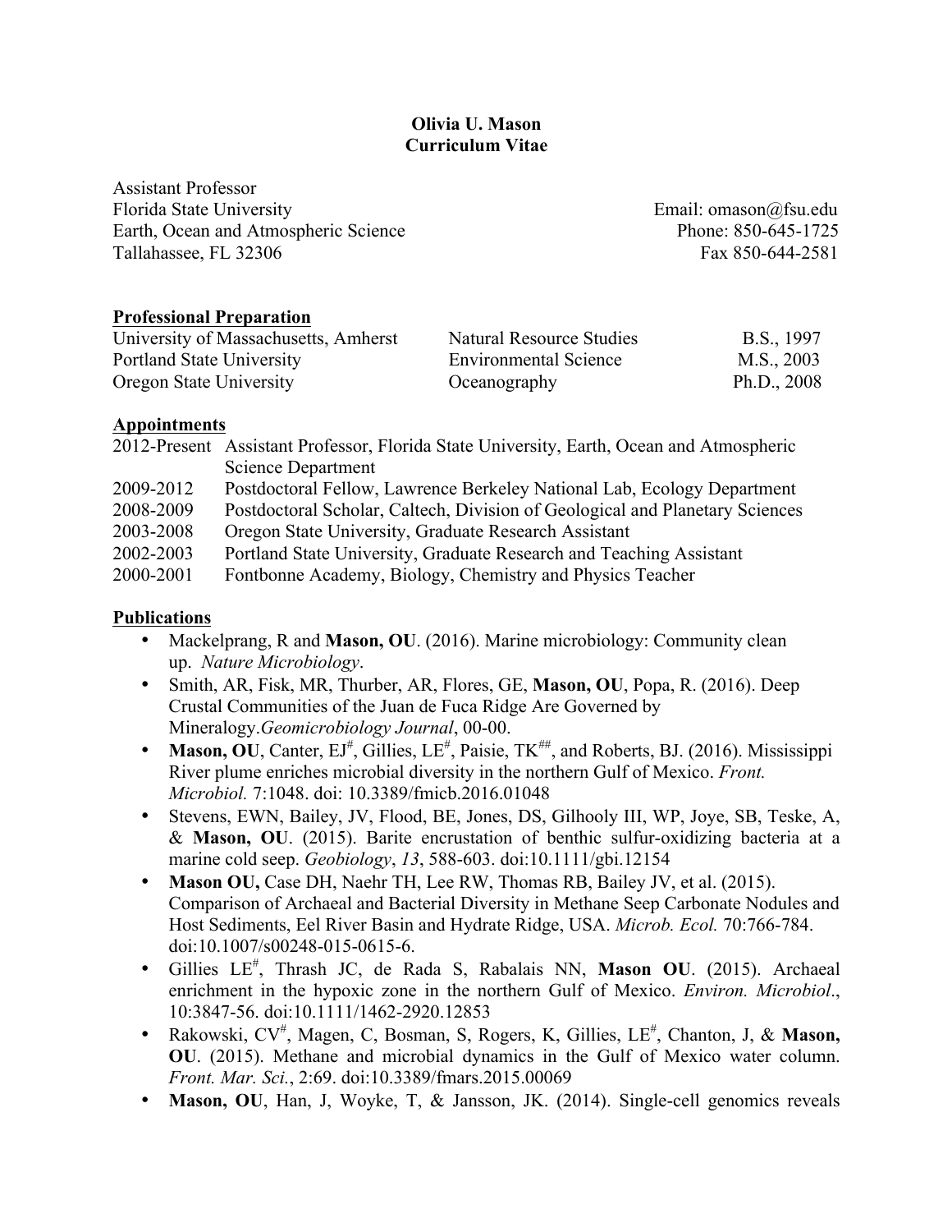**Olivia U. Mason**
**Curriculum Vitae**

Assistant Professor
Florida State University
Earth, Ocean and Atmospheric Science
Tallahassee, FL 32306

Email: omason@fsu.edu
Phone: 850-645-1725
Fax 850-644-2581

## Professional Preparation

| | | |
|---|---|---|
| University of Massachusetts, Amherst | Natural Resource Studies | B.S., 1997 |
| Portland State University | Environmental Science | M.S., 2003 |
| Oregon State University | Oceanography | Ph.D., 2008 |

## Appointments

| | |
|---|---|
| 2012-Present | Assistant Professor, Florida State University, Earth, Ocean and Atmospheric Science Department |
| 2009-2012 | Postdoctoral Fellow, Lawrence Berkeley National Lab, Ecology Department |
| 2008-2009 | Postdoctoral Scholar, Caltech, Division of Geological and Planetary Sciences |
| 2003-2008 | Oregon State University, Graduate Research Assistant |
| 2002-2003 | Portland State University, Graduate Research and Teaching Assistant |
| 2000-2001 | Fontbonne Academy, Biology, Chemistry and Physics Teacher |

## Publications

- Mackelprang, R and **Mason, OU**. (2016). Marine microbiology: Community clean up. *Nature Microbiology*.
- Smith, AR, Fisk, MR, Thurber, AR, Flores, GE, **Mason, OU**, Popa, R. (2016). Deep Crustal Communities of the Juan de Fuca Ridge Are Governed by Mineralogy.*Geomicrobiology Journal*, 00-00.
- **Mason, OU**, Canter, EJ[#], Gillies, LE[#], Paisie, TK[##], and Roberts, BJ. (2016). Mississippi River plume enriches microbial diversity in the northern Gulf of Mexico. *Front. Microbiol.* 7:1048. doi: 10.3389/fmicb.2016.01048
- Stevens, EWN, Bailey, JV, Flood, BE, Jones, DS, Gilhooly III, WP, Joye, SB, Teske, A, & **Mason, OU**. (2015). Barite encrustation of benthic sulfur-oxidizing bacteria at a marine cold seep. *Geobiology*, *13*, 588-603. doi:10.1111/gbi.12154
- **Mason OU,** Case DH, Naehr TH, Lee RW, Thomas RB, Bailey JV, et al. (2015). Comparison of Archaeal and Bacterial Diversity in Methane Seep Carbonate Nodules and Host Sediments, Eel River Basin and Hydrate Ridge, USA. *Microb. Ecol.* 70:766-784. doi:10.1007/s00248-015-0615-6.
- Gillies LE[#], Thrash JC, de Rada S, Rabalais NN, **Mason OU**. (2015). Archaeal enrichment in the hypoxic zone in the northern Gulf of Mexico. *Environ. Microbiol*., 10:3847-56. doi:10.1111/1462-2920.12853
- Rakowski, CV[#], Magen, C, Bosman, S, Rogers, K, Gillies, LE[#], Chanton, J, & **Mason, OU**. (2015). Methane and microbial dynamics in the Gulf of Mexico water column. *Front. Mar. Sci.*, 2:69. doi:10.3389/fmars.2015.00069
- **Mason, OU**, Han, J, Woyke, T, & Jansson, JK. (2014). Single-cell genomics reveals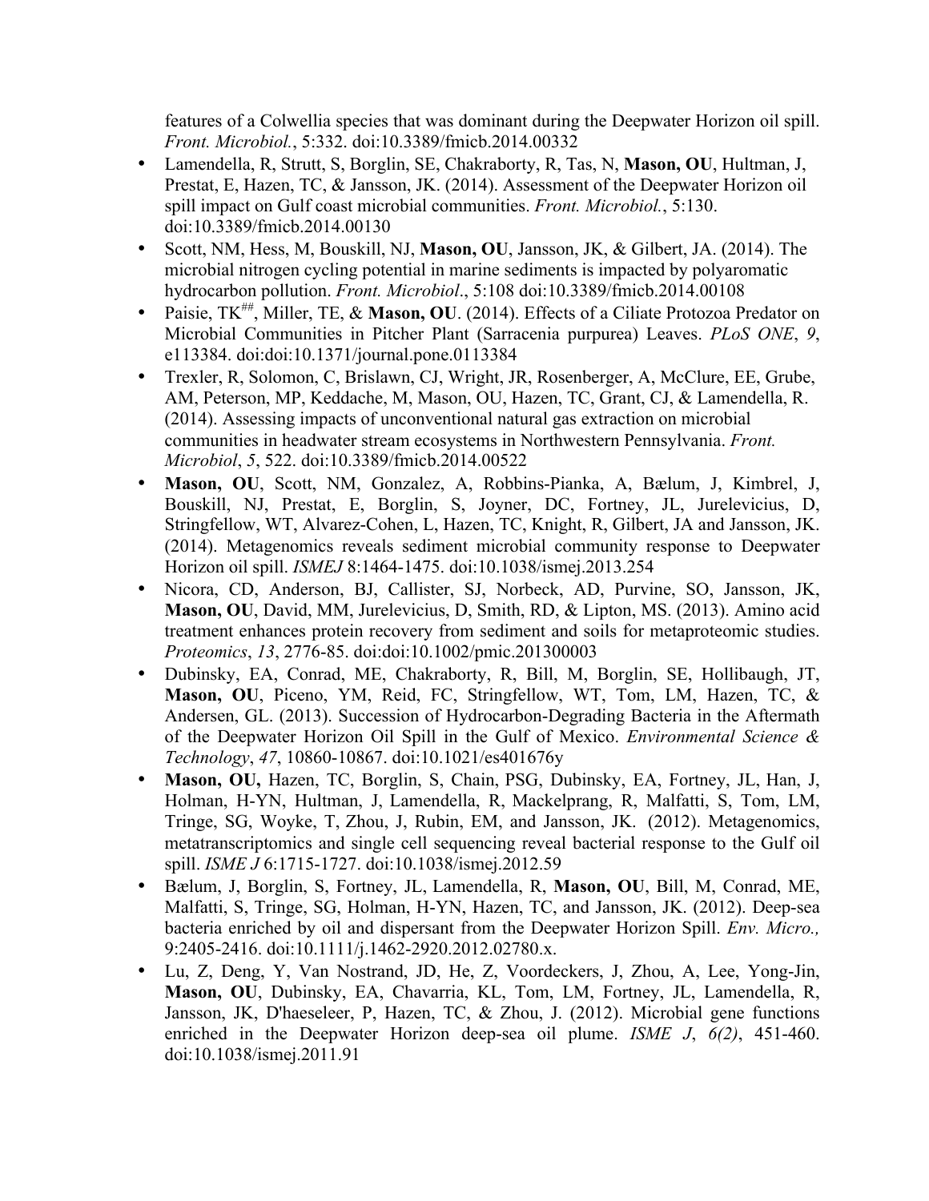features of a Colwellia species that was dominant during the Deepwater Horizon oil spill. *Front. Microbiol.*, 5:332. doi:10.3389/fmicb.2014.00332

- Lamendella, R, Strutt, S, Borglin, SE, Chakraborty, R, Tas, N, **Mason, OU**, Hultman, J, Prestat, E, Hazen, TC, & Jansson, JK. (2014). Assessment of the Deepwater Horizon oil spill impact on Gulf coast microbial communities. *Front. Microbiol.*, 5:130. doi:10.3389/fmicb.2014.00130
- Scott, NM, Hess, M, Bouskill, NJ, **Mason, OU**, Jansson, JK, & Gilbert, JA. (2014). The microbial nitrogen cycling potential in marine sediments is impacted by polyaromatic hydrocarbon pollution. *Front. Microbiol*., 5:108 doi:10.3389/fmicb.2014.00108
- Paisie, TK[##], Miller, TE, & **Mason, OU**. (2014). Effects of a Ciliate Protozoa Predator on Microbial Communities in Pitcher Plant (Sarracenia purpurea) Leaves. *PLoS ONE*, *9*, e113384. doi:doi:10.1371/journal.pone.0113384
- Trexler, R, Solomon, C, Brislawn, CJ, Wright, JR, Rosenberger, A, McClure, EE, Grube, AM, Peterson, MP, Keddache, M, Mason, OU, Hazen, TC, Grant, CJ, & Lamendella, R. (2014). Assessing impacts of unconventional natural gas extraction on microbial communities in headwater stream ecosystems in Northwestern Pennsylvania. *Front. Microbiol*, *5*, 522. doi:10.3389/fmicb.2014.00522
- **Mason, OU**, Scott, NM, Gonzalez, A, Robbins-Pianka, A, Bælum, J, Kimbrel, J, Bouskill, NJ, Prestat, E, Borglin, S, Joyner, DC, Fortney, JL, Jurelevicius, D, Stringfellow, WT, Alvarez-Cohen, L, Hazen, TC, Knight, R, Gilbert, JA and Jansson, JK. (2014). Metagenomics reveals sediment microbial community response to Deepwater Horizon oil spill. *ISMEJ* 8:1464-1475. doi:10.1038/ismej.2013.254
- Nicora, CD, Anderson, BJ, Callister, SJ, Norbeck, AD, Purvine, SO, Jansson, JK, **Mason, OU**, David, MM, Jurelevicius, D, Smith, RD, & Lipton, MS. (2013). Amino acid treatment enhances protein recovery from sediment and soils for metaproteomic studies. *Proteomics*, *13*, 2776-85. doi:doi:10.1002/pmic.201300003
- Dubinsky, EA, Conrad, ME, Chakraborty, R, Bill, M, Borglin, SE, Hollibaugh, JT, **Mason, OU**, Piceno, YM, Reid, FC, Stringfellow, WT, Tom, LM, Hazen, TC, & Andersen, GL. (2013). Succession of Hydrocarbon-Degrading Bacteria in the Aftermath of the Deepwater Horizon Oil Spill in the Gulf of Mexico. *Environmental Science & Technology*, *47*, 10860-10867. doi:10.1021/es401676y
- **Mason, OU,** Hazen, TC, Borglin, S, Chain, PSG, Dubinsky, EA, Fortney, JL, Han, J, Holman, H-YN, Hultman, J, Lamendella, R, Mackelprang, R, Malfatti, S, Tom, LM, Tringe, SG, Woyke, T, Zhou, J, Rubin, EM, and Jansson, JK. (2012). Metagenomics, metatranscriptomics and single cell sequencing reveal bacterial response to the Gulf oil spill. *ISME J* 6:1715-1727. doi:10.1038/ismej.2012.59
- Bælum, J, Borglin, S, Fortney, JL, Lamendella, R, **Mason, OU**, Bill, M, Conrad, ME, Malfatti, S, Tringe, SG, Holman, H-YN, Hazen, TC, and Jansson, JK. (2012). Deep-sea bacteria enriched by oil and dispersant from the Deepwater Horizon Spill. *Env. Micro.,* 9:2405-2416. doi:10.1111/j.1462-2920.2012.02780.x.
- Lu, Z, Deng, Y, Van Nostrand, JD, He, Z, Voordeckers, J, Zhou, A, Lee, Yong-Jin, **Mason, OU**, Dubinsky, EA, Chavarria, KL, Tom, LM, Fortney, JL, Lamendella, R, Jansson, JK, D'haeseleer, P, Hazen, TC, & Zhou, J. (2012). Microbial gene functions enriched in the Deepwater Horizon deep-sea oil plume. *ISME J*, *6(2)*, 451-460. doi:10.1038/ismej.2011.91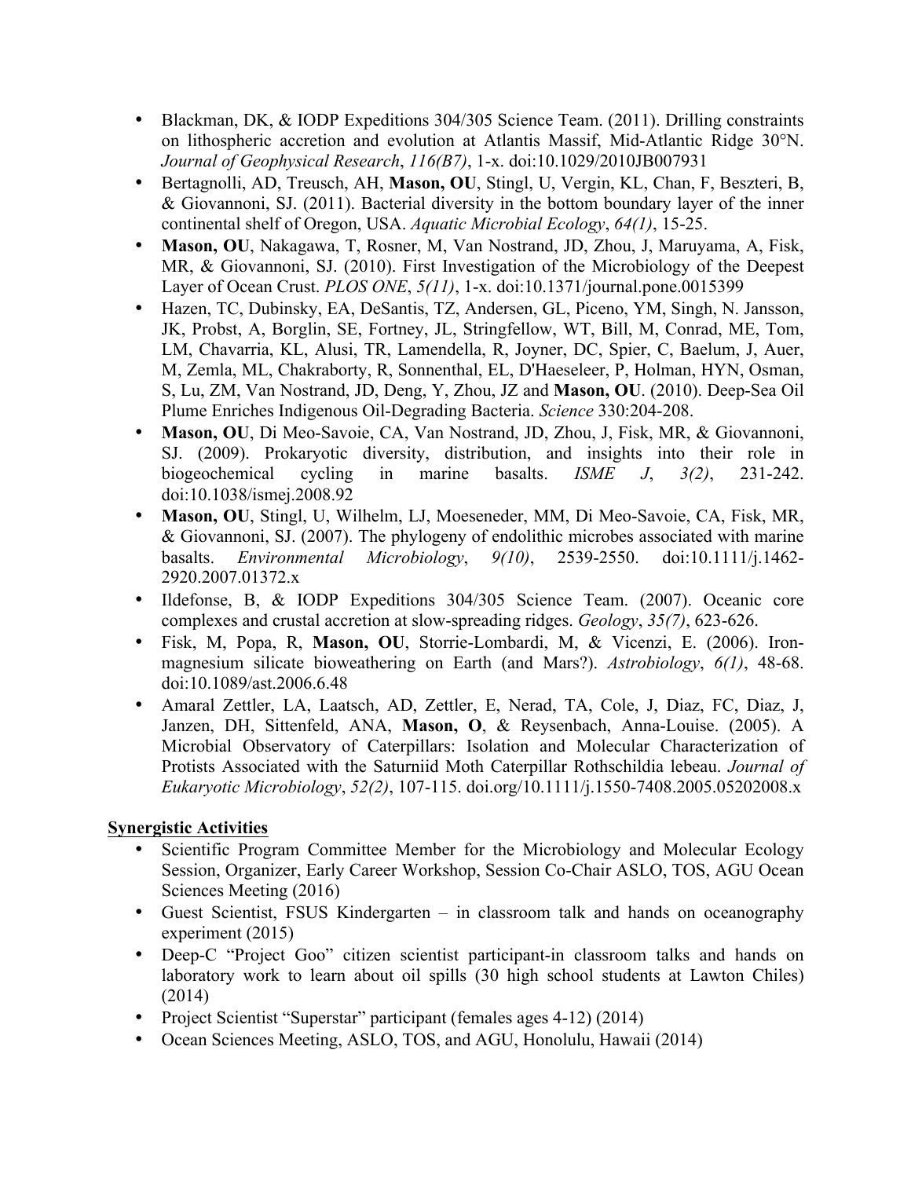- Blackman, DK, & IODP Expeditions 304/305 Science Team. (2011). Drilling constraints on lithospheric accretion and evolution at Atlantis Massif, Mid-Atlantic Ridge 30°N. *Journal of Geophysical Research*, *116(B7)*, 1-x. doi:10.1029/2010JB007931
- Bertagnolli, AD, Treusch, AH, **Mason, OU**, Stingl, U, Vergin, KL, Chan, F, Beszteri, B, & Giovannoni, SJ. (2011). Bacterial diversity in the bottom boundary layer of the inner continental shelf of Oregon, USA. *Aquatic Microbial Ecology*, *64(1)*, 15-25.
- **Mason, OU**, Nakagawa, T, Rosner, M, Van Nostrand, JD, Zhou, J, Maruyama, A, Fisk, MR, & Giovannoni, SJ. (2010). First Investigation of the Microbiology of the Deepest Layer of Ocean Crust. *PLOS ONE*, *5(11)*, 1-x. doi:10.1371/journal.pone.0015399
- Hazen, TC, Dubinsky, EA, DeSantis, TZ, Andersen, GL, Piceno, YM, Singh, N. Jansson, JK, Probst, A, Borglin, SE, Fortney, JL, Stringfellow, WT, Bill, M, Conrad, ME, Tom, LM, Chavarria, KL, Alusi, TR, Lamendella, R, Joyner, DC, Spier, C, Baelum, J, Auer, M, Zemla, ML, Chakraborty, R, Sonnenthal, EL, D'Haeseleer, P, Holman, HYN, Osman, S, Lu, ZM, Van Nostrand, JD, Deng, Y, Zhou, JZ and **Mason, OU**. (2010). Deep-Sea Oil Plume Enriches Indigenous Oil-Degrading Bacteria. *Science* 330:204-208.
- **Mason, OU**, Di Meo-Savoie, CA, Van Nostrand, JD, Zhou, J, Fisk, MR, & Giovannoni, SJ. (2009). Prokaryotic diversity, distribution, and insights into their role in biogeochemical cycling in marine basalts. *ISME J*, *3(2)*, 231-242. doi:10.1038/ismej.2008.92
- **Mason, OU**, Stingl, U, Wilhelm, LJ, Moeseneder, MM, Di Meo-Savoie, CA, Fisk, MR, & Giovannoni, SJ. (2007). The phylogeny of endolithic microbes associated with marine basalts. *Environmental Microbiology*, *9(10)*, 2539-2550. doi:10.1111/j.1462-2920.2007.01372.x
- Ildefonse, B, & IODP Expeditions 304/305 Science Team. (2007). Oceanic core complexes and crustal accretion at slow-spreading ridges. *Geology*, *35(7)*, 623-626.
- Fisk, M, Popa, R, **Mason, OU**, Storrie-Lombardi, M, & Vicenzi, E. (2006). Iron-magnesium silicate bioweathering on Earth (and Mars?). *Astrobiology*, *6(1)*, 48-68. doi:10.1089/ast.2006.6.48
- Amaral Zettler, LA, Laatsch, AD, Zettler, E, Nerad, TA, Cole, J, Diaz, FC, Diaz, J, Janzen, DH, Sittenfeld, ANA, **Mason, O**, & Reysenbach, Anna-Louise. (2005). A Microbial Observatory of Caterpillars: Isolation and Molecular Characterization of Protists Associated with the Saturniid Moth Caterpillar Rothschildia lebeau. *Journal of Eukaryotic Microbiology*, *52(2)*, 107-115. doi.org/10.1111/j.1550-7408.2005.05202008.x

## Synergistic Activities

- Scientific Program Committee Member for the Microbiology and Molecular Ecology Session, Organizer, Early Career Workshop, Session Co-Chair ASLO, TOS, AGU Ocean Sciences Meeting (2016)
- Guest Scientist, FSUS Kindergarten – in classroom talk and hands on oceanography experiment (2015)
- Deep-C "Project Goo" citizen scientist participant-in classroom talks and hands on laboratory work to learn about oil spills (30 high school students at Lawton Chiles) (2014)
- Project Scientist "Superstar" participant (females ages 4-12) (2014)
- Ocean Sciences Meeting, ASLO, TOS, and AGU, Honolulu, Hawaii (2014)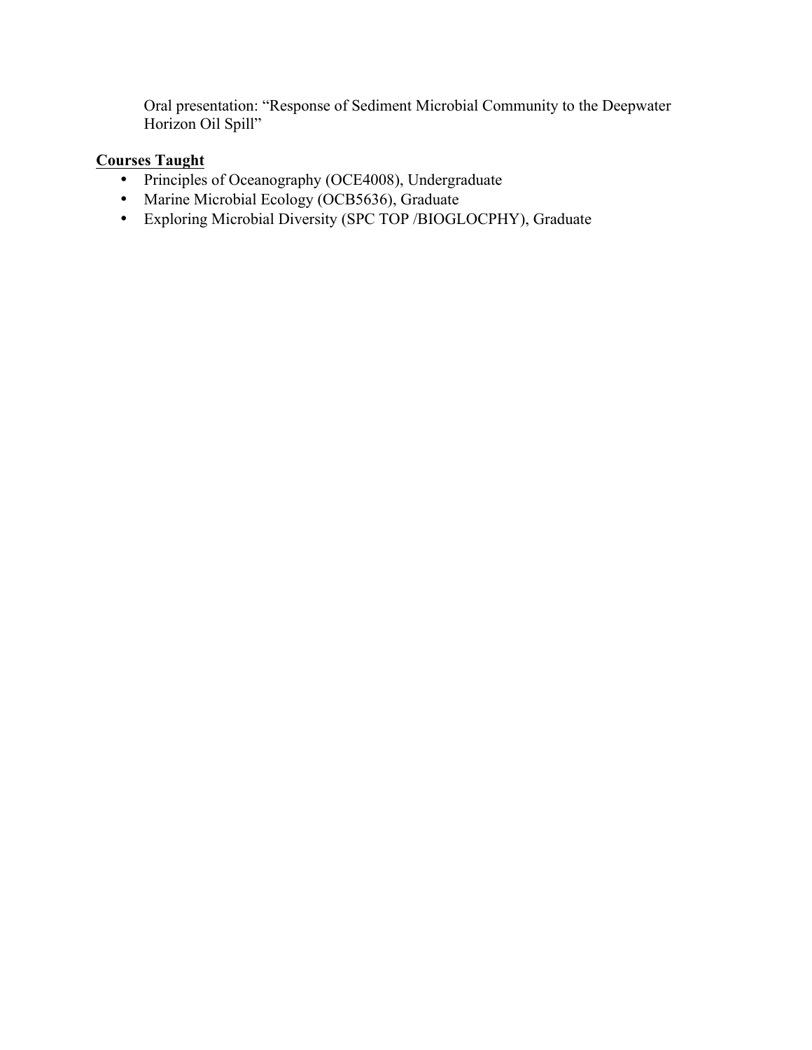Oral presentation: "Response of Sediment Microbial Community to the Deepwater Horizon Oil Spill"

**Courses Taught**

- Principles of Oceanography (OCE4008), Undergraduate
- Marine Microbial Ecology (OCB5636), Graduate
- Exploring Microbial Diversity (SPC TOP /BIOGLOCPHY), Graduate